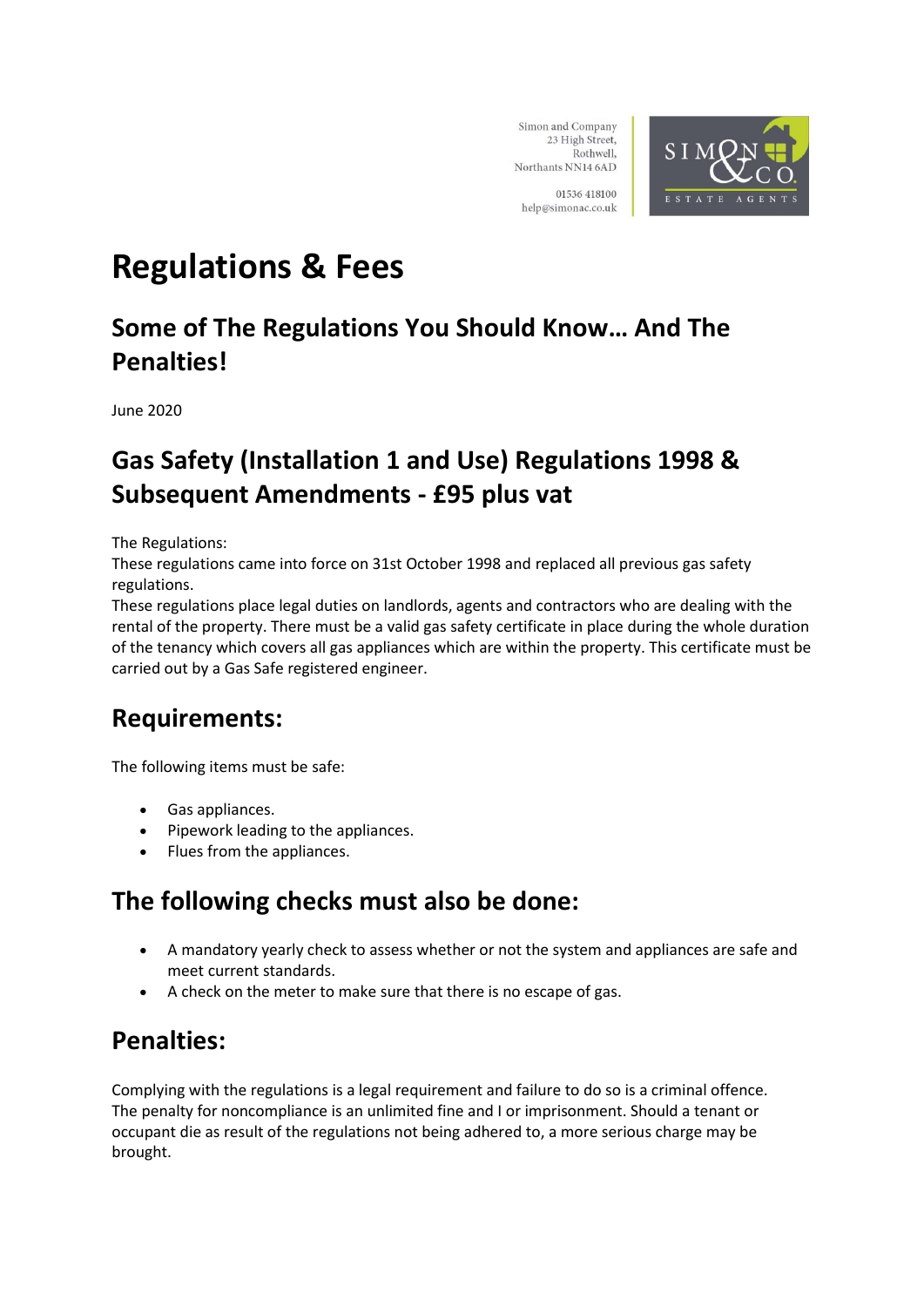Simon and Company
23 High Street,
Rothwell,
Northants NN14 6AD

01536 418100
help@simonac.co.uk

# Regulations & Fees

## Some of The Regulations You Should Know… And The Penalties!

June 2020

## Gas Safety (Installation 1 and Use) Regulations 1998 & Subsequent Amendments - £95 plus vat

The Regulations:
These regulations came into force on 31st October 1998 and replaced all previous gas safety regulations.
These regulations place legal duties on landlords, agents and contractors who are dealing with the rental of the property. There must be a valid gas safety certificate in place during the whole duration of the tenancy which covers all gas appliances which are within the property. This certificate must be carried out by a Gas Safe registered engineer.

## Requirements:

The following items must be safe:

- Gas appliances.
- Pipework leading to the appliances.
- Flues from the appliances.

## The following checks must also be done:

- A mandatory yearly check to assess whether or not the system and appliances are safe and meet current standards.
- A check on the meter to make sure that there is no escape of gas.

## Penalties:

Complying with the regulations is a legal requirement and failure to do so is a criminal offence. The penalty for noncompliance is an unlimited fine and I or imprisonment. Should a tenant or occupant die as result of the regulations not being adhered to, a more serious charge may be brought.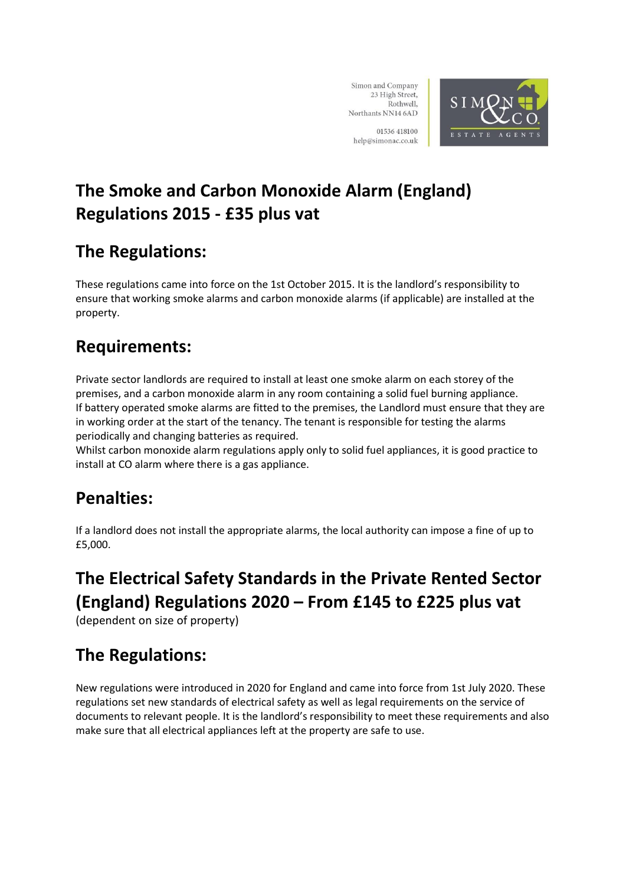Simon and Company
23 High Street,
Rothwell,
Northants NN14 6AD

01536 418100
help@simonac.co.uk

# The Smoke and Carbon Monoxide Alarm (England) Regulations 2015 - £35 plus vat

## The Regulations:

These regulations came into force on the 1st October 2015. It is the landlord's responsibility to ensure that working smoke alarms and carbon monoxide alarms (if applicable) are installed at the property.

## Requirements:

Private sector landlords are required to install at least one smoke alarm on each storey of the premises, and a carbon monoxide alarm in any room containing a solid fuel burning appliance.
If battery operated smoke alarms are fitted to the premises, the Landlord must ensure that they are in working order at the start of the tenancy. The tenant is responsible for testing the alarms periodically and changing batteries as required.
Whilst carbon monoxide alarm regulations apply only to solid fuel appliances, it is good practice to install at CO alarm where there is a gas appliance.

## Penalties:

If a landlord does not install the appropriate alarms, the local authority can impose a fine of up to £5,000.

# The Electrical Safety Standards in the Private Rented Sector (England) Regulations 2020 – From £145 to £225 plus vat

(dependent on size of property)

## The Regulations:

New regulations were introduced in 2020 for England and came into force from 1st July 2020. These regulations set new standards of electrical safety as well as legal requirements on the service of documents to relevant people. It is the landlord's responsibility to meet these requirements and also make sure that all electrical appliances left at the property are safe to use.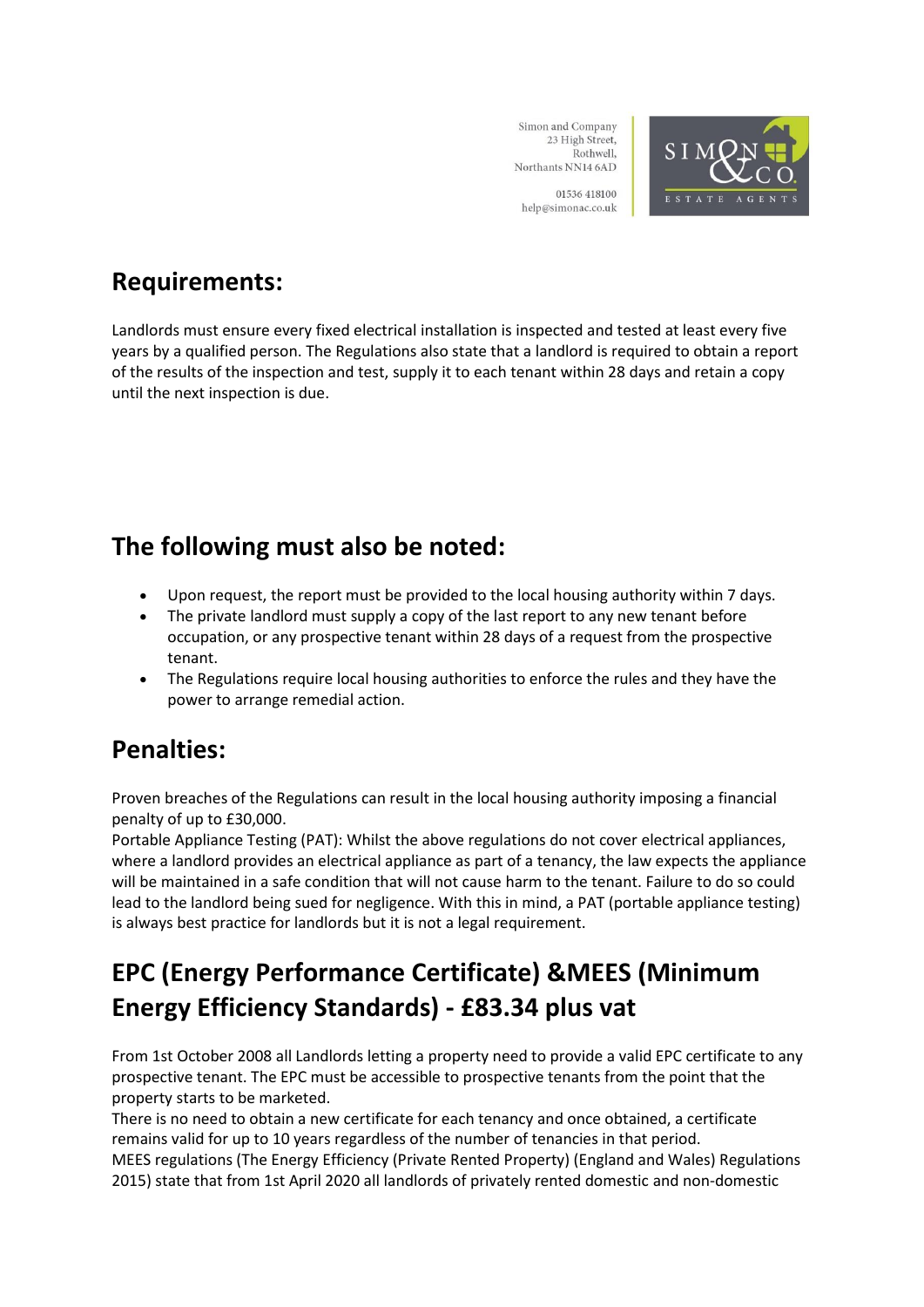## Requirements:

Landlords must ensure every fixed electrical installation is inspected and tested at least every five years by a qualified person. The Regulations also state that a landlord is required to obtain a report of the results of the inspection and test, supply it to each tenant within 28 days and retain a copy until the next inspection is due.

## The following must also be noted:

- Upon request, the report must be provided to the local housing authority within 7 days.
- The private landlord must supply a copy of the last report to any new tenant before occupation, or any prospective tenant within 28 days of a request from the prospective tenant.
- The Regulations require local housing authorities to enforce the rules and they have the power to arrange remedial action.

## Penalties:

Proven breaches of the Regulations can result in the local housing authority imposing a financial penalty of up to £30,000.

Portable Appliance Testing (PAT): Whilst the above regulations do not cover electrical appliances, where a landlord provides an electrical appliance as part of a tenancy, the law expects the appliance will be maintained in a safe condition that will not cause harm to the tenant. Failure to do so could lead to the landlord being sued for negligence. With this in mind, a PAT (portable appliance testing) is always best practice for landlords but it is not a legal requirement.

## EPC (Energy Performance Certificate) &MEES (Minimum Energy Efficiency Standards) - £83.34 plus vat

From 1st October 2008 all Landlords letting a property need to provide a valid EPC certificate to any prospective tenant. The EPC must be accessible to prospective tenants from the point that the property starts to be marketed.

There is no need to obtain a new certificate for each tenancy and once obtained, a certificate remains valid for up to 10 years regardless of the number of tenancies in that period.

MEES regulations (The Energy Efficiency (Private Rented Property) (England and Wales) Regulations 2015) state that from 1st April 2020 all landlords of privately rented domestic and non-domestic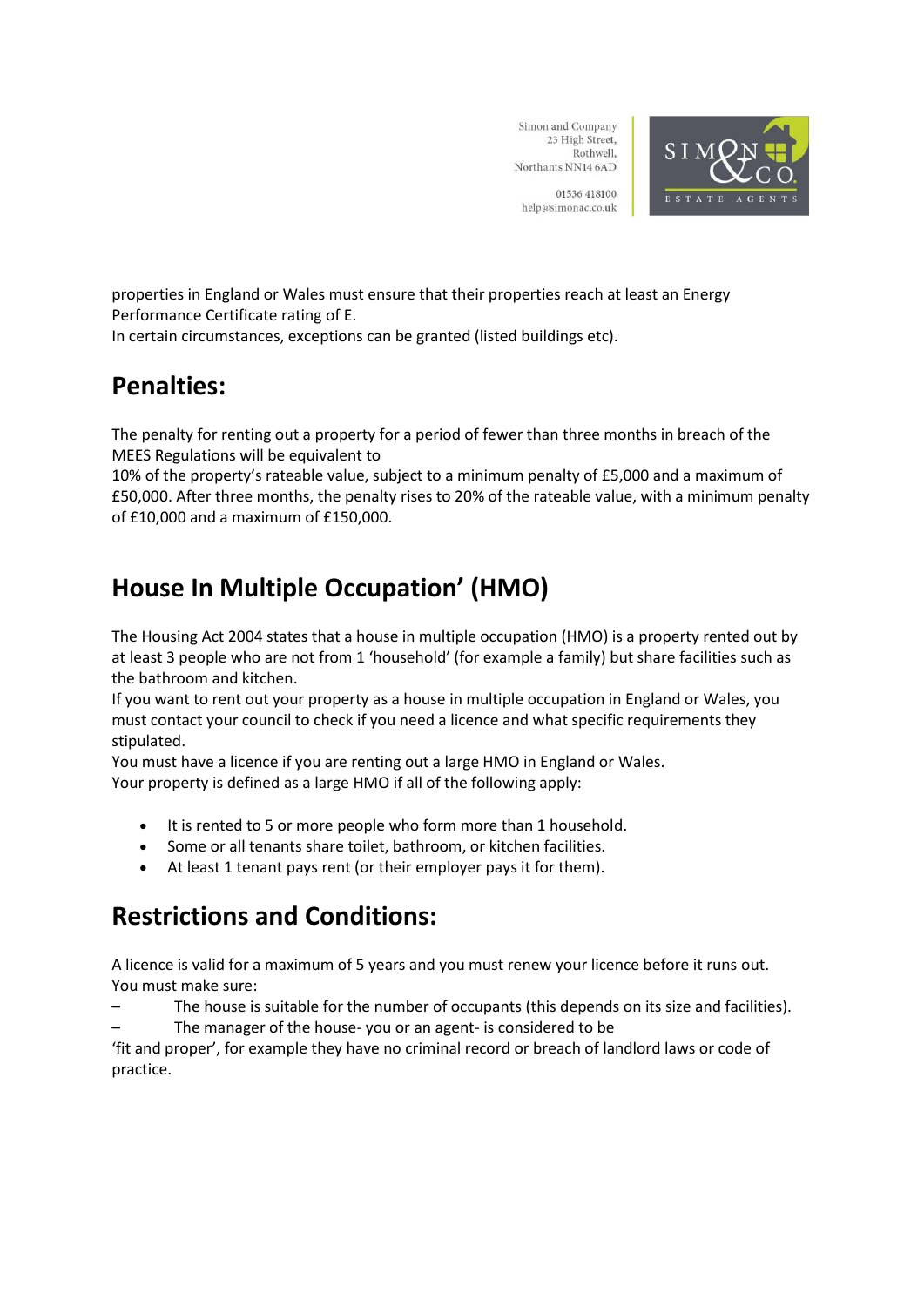properties in England or Wales must ensure that their properties reach at least an Energy Performance Certificate rating of E.
In certain circumstances, exceptions can be granted (listed buildings etc).

## Penalties:

The penalty for renting out a property for a period of fewer than three months in breach of the MEES Regulations will be equivalent to
10% of the property's rateable value, subject to a minimum penalty of £5,000 and a maximum of £50,000. After three months, the penalty rises to 20% of the rateable value, with a minimum penalty of £10,000 and a maximum of £150,000.

## House In Multiple Occupation' (HMO)

The Housing Act 2004 states that a house in multiple occupation (HMO) is a property rented out by at least 3 people who are not from 1 'household' (for example a family) but share facilities such as the bathroom and kitchen.
If you want to rent out your property as a house in multiple occupation in England or Wales, you must contact your council to check if you need a licence and what specific requirements they stipulated.
You must have a licence if you are renting out a large HMO in England or Wales.
Your property is defined as a large HMO if all of the following apply:

- It is rented to 5 or more people who form more than 1 household.
- Some or all tenants share toilet, bathroom, or kitchen facilities.
- At least 1 tenant pays rent (or their employer pays it for them).

## Restrictions and Conditions:

A licence is valid for a maximum of 5 years and you must renew your licence before it runs out.
You must make sure:

– The house is suitable for the number of occupants (this depends on its size and facilities).
– The manager of the house- you or an agent- is considered to be 'fit and proper', for example they have no criminal record or breach of landlord laws or code of practice.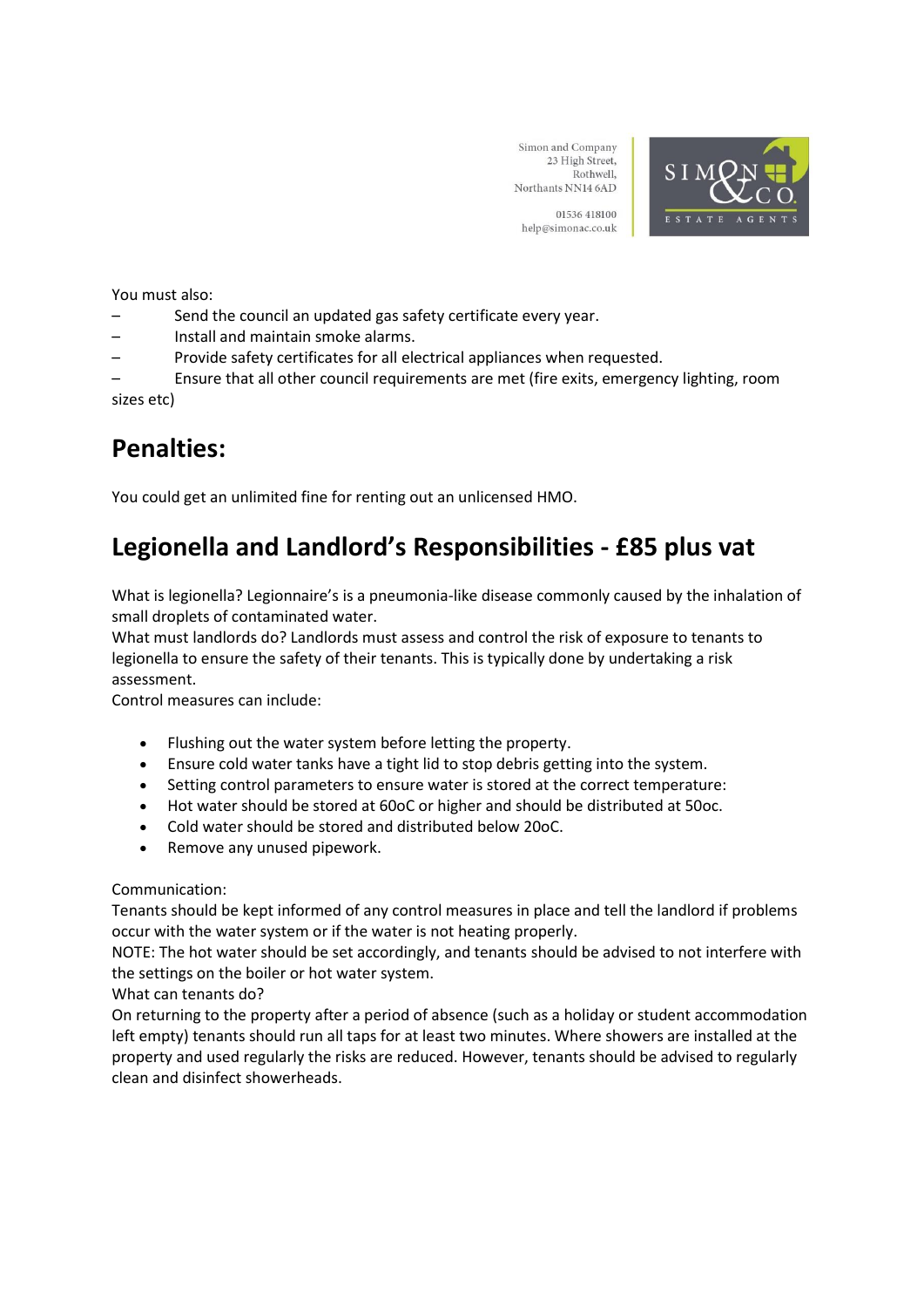You must also:

- Send the council an updated gas safety certificate every year.
- Install and maintain smoke alarms.
- Provide safety certificates for all electrical appliances when requested.
- Ensure that all other council requirements are met (fire exits, emergency lighting, room sizes etc)

## Penalties:

You could get an unlimited fine for renting out an unlicensed HMO.

## Legionella and Landlord's Responsibilities - £85 plus vat

What is legionella? Legionnaire's is a pneumonia-like disease commonly caused by the inhalation of small droplets of contaminated water.
What must landlords do? Landlords must assess and control the risk of exposure to tenants to legionella to ensure the safety of their tenants. This is typically done by undertaking a risk assessment.
Control measures can include:

- Flushing out the water system before letting the property.
- Ensure cold water tanks have a tight lid to stop debris getting into the system.
- Setting control parameters to ensure water is stored at the correct temperature:
- Hot water should be stored at 60oC or higher and should be distributed at 50oc.
- Cold water should be stored and distributed below 20oC.
- Remove any unused pipework.

Communication:
Tenants should be kept informed of any control measures in place and tell the landlord if problems occur with the water system or if the water is not heating properly.
NOTE: The hot water should be set accordingly, and tenants should be advised to not interfere with the settings on the boiler or hot water system.
What can tenants do?
On returning to the property after a period of absence (such as a holiday or student accommodation left empty) tenants should run all taps for at least two minutes. Where showers are installed at the property and used regularly the risks are reduced. However, tenants should be advised to regularly clean and disinfect showerheads.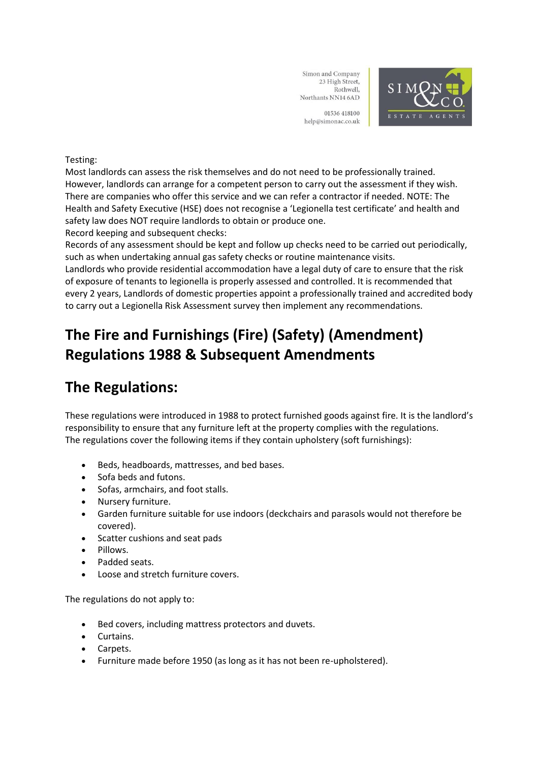Testing:

Most landlords can assess the risk themselves and do not need to be professionally trained. However, landlords can arrange for a competent person to carry out the assessment if they wish. There are companies who offer this service and we can refer a contractor if needed. NOTE: The Health and Safety Executive (HSE) does not recognise a 'Legionella test certificate' and health and safety law does NOT require landlords to obtain or produce one.

Record keeping and subsequent checks:

Records of any assessment should be kept and follow up checks need to be carried out periodically, such as when undertaking annual gas safety checks or routine maintenance visits.

Landlords who provide residential accommodation have a legal duty of care to ensure that the risk of exposure of tenants to legionella is properly assessed and controlled. It is recommended that every 2 years, Landlords of domestic properties appoint a professionally trained and accredited body to carry out a Legionella Risk Assessment survey then implement any recommendations.

# The Fire and Furnishings (Fire) (Safety) (Amendment) Regulations 1988 & Subsequent Amendments

## The Regulations:

These regulations were introduced in 1988 to protect furnished goods against fire. It is the landlord's responsibility to ensure that any furniture left at the property complies with the regulations.
The regulations cover the following items if they contain upholstery (soft furnishings):

- Beds, headboards, mattresses, and bed bases.
- Sofa beds and futons.
- Sofas, armchairs, and foot stalls.
- Nursery furniture.
- Garden furniture suitable for use indoors (deckchairs and parasols would not therefore be covered).
- Scatter cushions and seat pads
- Pillows.
- Padded seats.
- Loose and stretch furniture covers.

The regulations do not apply to:

- Bed covers, including mattress protectors and duvets.
- Curtains.
- Carpets.
- Furniture made before 1950 (as long as it has not been re-upholstered).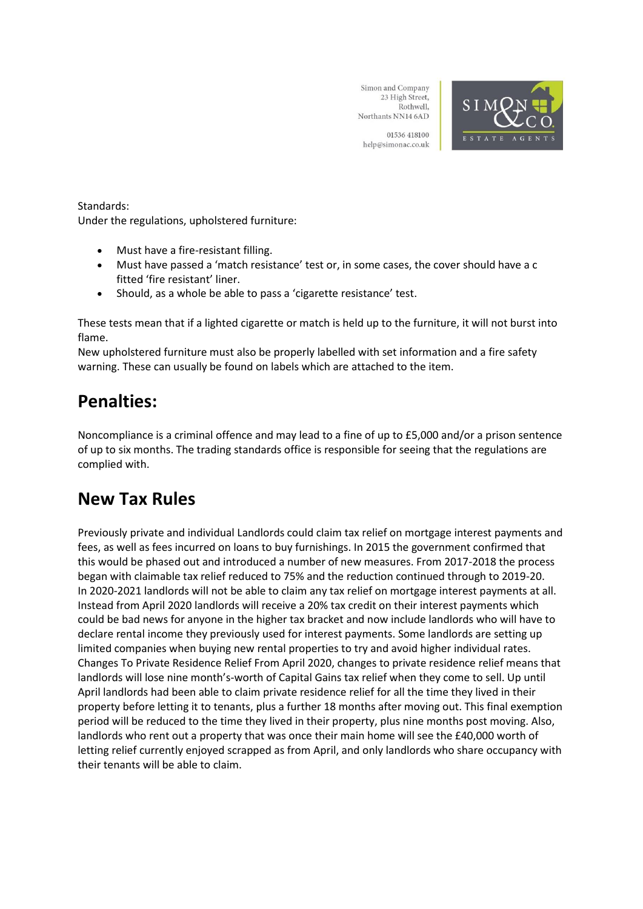Standards:
Under the regulations, upholstered furniture:

- Must have a fire-resistant filling.
- Must have passed a 'match resistance' test or, in some cases, the cover should have a c fitted 'fire resistant' liner.
- Should, as a whole be able to pass a 'cigarette resistance' test.

These tests mean that if a lighted cigarette or match is held up to the furniture, it will not burst into flame.
New upholstered furniture must also be properly labelled with set information and a fire safety warning. These can usually be found on labels which are attached to the item.

## Penalties:

Noncompliance is a criminal offence and may lead to a fine of up to £5,000 and/or a prison sentence of up to six months. The trading standards office is responsible for seeing that the regulations are complied with.

## New Tax Rules

Previously private and individual Landlords could claim tax relief on mortgage interest payments and fees, as well as fees incurred on loans to buy furnishings. In 2015 the government confirmed that this would be phased out and introduced a number of new measures. From 2017-2018 the process began with claimable tax relief reduced to 75% and the reduction continued through to 2019-20. In 2020-2021 landlords will not be able to claim any tax relief on mortgage interest payments at all. Instead from April 2020 landlords will receive a 20% tax credit on their interest payments which could be bad news for anyone in the higher tax bracket and now include landlords who will have to declare rental income they previously used for interest payments. Some landlords are setting up limited companies when buying new rental properties to try and avoid higher individual rates. Changes To Private Residence Relief From April 2020, changes to private residence relief means that landlords will lose nine month's-worth of Capital Gains tax relief when they come to sell. Up until April landlords had been able to claim private residence relief for all the time they lived in their property before letting it to tenants, plus a further 18 months after moving out. This final exemption period will be reduced to the time they lived in their property, plus nine months post moving. Also, landlords who rent out a property that was once their main home will see the £40,000 worth of letting relief currently enjoyed scrapped as from April, and only landlords who share occupancy with their tenants will be able to claim.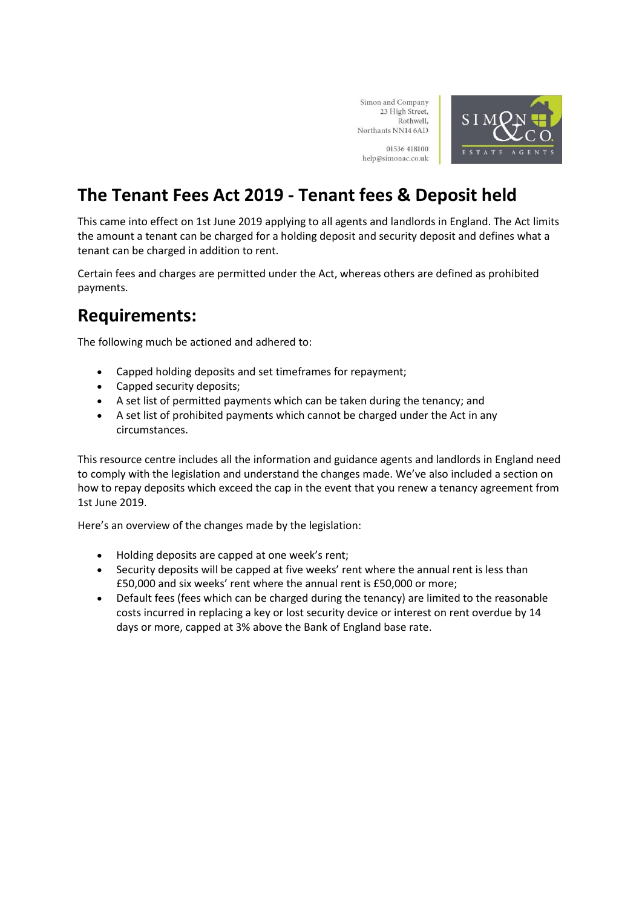Simon and Company
23 High Street,
Rothwell,
Northants NN14 6AD

01536 418100
help@simonac.co.uk

# The Tenant Fees Act 2019 - Tenant fees & Deposit held

This came into effect on 1st June 2019 applying to all agents and landlords in England. The Act limits the amount a tenant can be charged for a holding deposit and security deposit and defines what a tenant can be charged in addition to rent.

Certain fees and charges are permitted under the Act, whereas others are defined as prohibited payments.

## Requirements:

The following much be actioned and adhered to:

- Capped holding deposits and set timeframes for repayment;
- Capped security deposits;
- A set list of permitted payments which can be taken during the tenancy; and
- A set list of prohibited payments which cannot be charged under the Act in any circumstances.

This resource centre includes all the information and guidance agents and landlords in England need to comply with the legislation and understand the changes made. We've also included a section on how to repay deposits which exceed the cap in the event that you renew a tenancy agreement from 1st June 2019.

Here's an overview of the changes made by the legislation:

- Holding deposits are capped at one week's rent;
- Security deposits will be capped at five weeks' rent where the annual rent is less than £50,000 and six weeks' rent where the annual rent is £50,000 or more;
- Default fees (fees which can be charged during the tenancy) are limited to the reasonable costs incurred in replacing a key or lost security device or interest on rent overdue by 14 days or more, capped at 3% above the Bank of England base rate.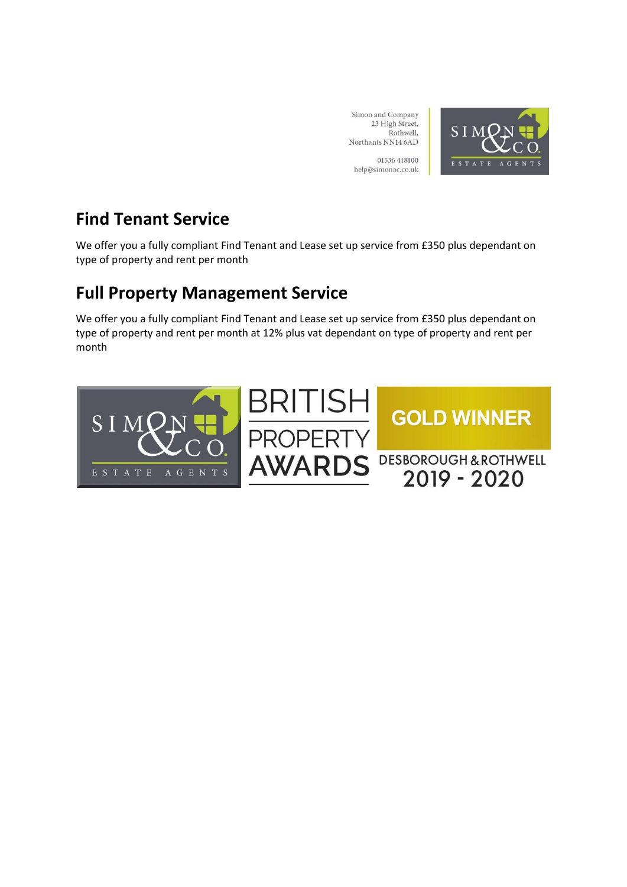Simon and Company
23 High Street,
Rothwell,
Northants NN14 6AD

01536 418100
help@simonac.co.uk

## Find Tenant Service

We offer you a fully compliant Find Tenant and Lease set up service from £350 plus dependant on type of property and rent per month

## Full Property Management Service

We offer you a fully compliant Find Tenant and Lease set up service from £350 plus dependant on type of property and rent per month at 12% plus vat dependant on type of property and rent per month